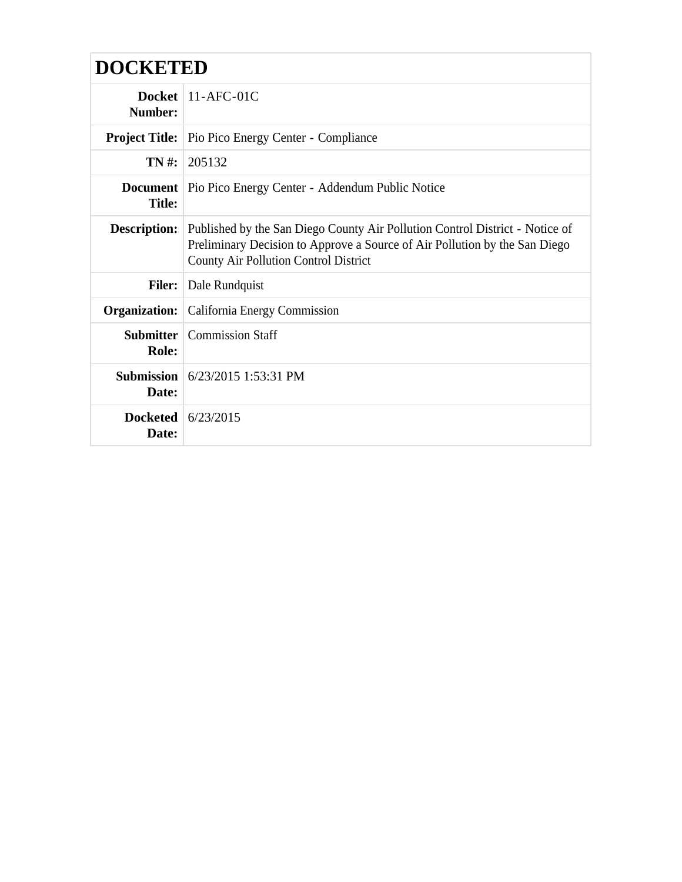# DOCKETED

| | |
|---|---|
| **Docket Number:** | 11-AFC-01C |
| **Project Title:** | Pio Pico Energy Center - Compliance |
| **TN #:** | 205132 |
| **Document Title:** | Pio Pico Energy Center - Addendum Public Notice |
| **Description:** | Published by the San Diego County Air Pollution Control District - Notice of Preliminary Decision to Approve a Source of Air Pollution by the San Diego County Air Pollution Control District |
| **Filer:** | Dale Rundquist |
| **Organization:** | California Energy Commission |
| **Submitter Role:** | Commission Staff |
| **Submission Date:** | 6/23/2015 1:53:31 PM |
| **Docketed Date:** | 6/23/2015 |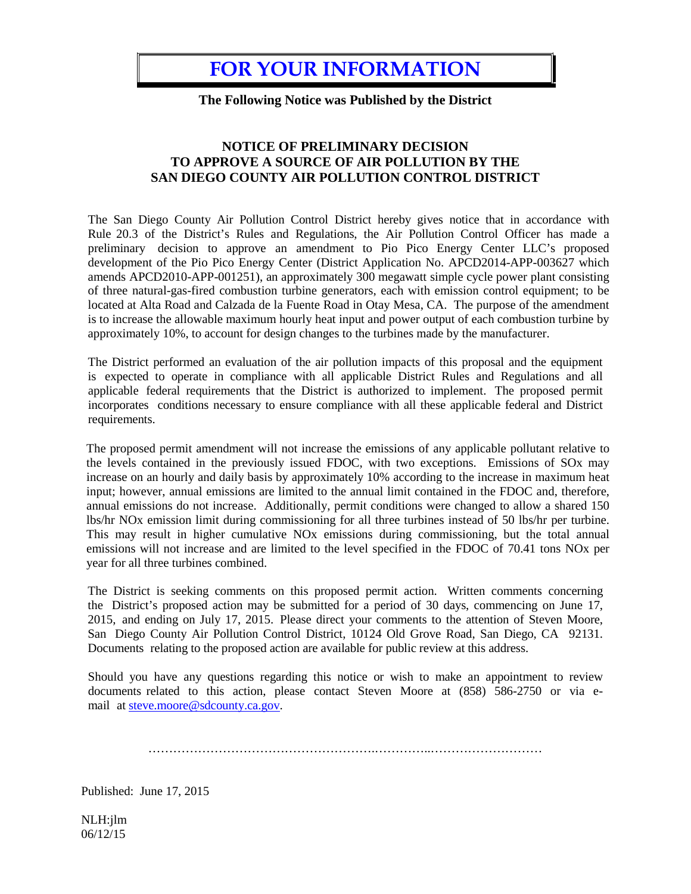# FOR YOUR INFORMATION

**The Following Notice was Published by the District**

## NOTICE OF PRELIMINARY DECISION TO APPROVE A SOURCE OF AIR POLLUTION BY THE SAN DIEGO COUNTY AIR POLLUTION CONTROL DISTRICT

The San Diego County Air Pollution Control District hereby gives notice that in accordance with Rule 20.3 of the District's Rules and Regulations, the Air Pollution Control Officer has made a preliminary decision to approve an amendment to Pio Pico Energy Center LLC's proposed development of the Pio Pico Energy Center (District Application No. APCD2014-APP-003627 which amends APCD2010-APP-001251), an approximately 300 megawatt simple cycle power plant consisting of three natural-gas-fired combustion turbine generators, each with emission control equipment; to be located at Alta Road and Calzada de la Fuente Road in Otay Mesa, CA. The purpose of the amendment is to increase the allowable maximum hourly heat input and power output of each combustion turbine by approximately 10%, to account for design changes to the turbines made by the manufacturer.

The District performed an evaluation of the air pollution impacts of this proposal and the equipment is expected to operate in compliance with all applicable District Rules and Regulations and all applicable federal requirements that the District is authorized to implement. The proposed permit incorporates conditions necessary to ensure compliance with all these applicable federal and District requirements.

The proposed permit amendment will not increase the emissions of any applicable pollutant relative to the levels contained in the previously issued FDOC, with two exceptions. Emissions of SOx may increase on an hourly and daily basis by approximately 10% according to the increase in maximum heat input; however, annual emissions are limited to the annual limit contained in the FDOC and, therefore, annual emissions do not increase. Additionally, permit conditions were changed to allow a shared 150 lbs/hr NOx emission limit during commissioning for all three turbines instead of 50 lbs/hr per turbine. This may result in higher cumulative NOx emissions during commissioning, but the total annual emissions will not increase and are limited to the level specified in the FDOC of 70.41 tons NOx per year for all three turbines combined.

The District is seeking comments on this proposed permit action. Written comments concerning the District's proposed action may be submitted for a period of 30 days, commencing on June 17, 2015, and ending on July 17, 2015. Please direct your comments to the attention of Steven Moore, San Diego County Air Pollution Control District, 10124 Old Grove Road, San Diego, CA 92131. Documents relating to the proposed action are available for public review at this address.

Should you have any questions regarding this notice or wish to make an appointment to review documents related to this action, please contact Steven Moore at (858) 586-2750 or via e-mail at steve.moore@sdcounty.ca.gov.

………………………………………………………………………………………

Published: June 17, 2015

NLH:jlm
06/12/15